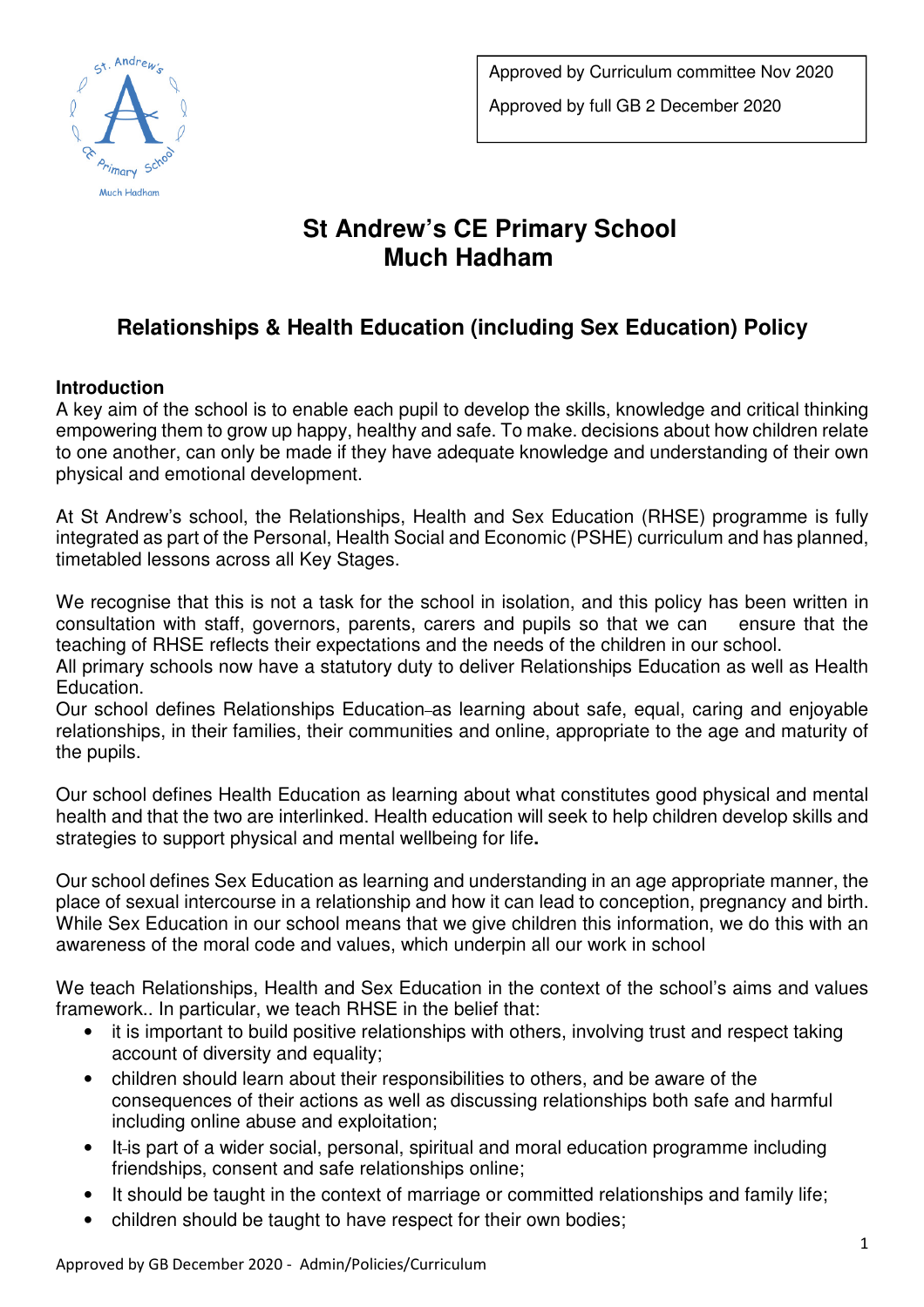Approved by Curriculum committee Nov 2020

Approved by full GB 2 December 2020

# St Andrew's CE Primary School
# Much Hadham

## Relationships & Health Education (including Sex Education) Policy

### Introduction

A key aim of the school is to enable each pupil to develop the skills, knowledge and critical thinking empowering them to grow up happy, healthy and safe. To make. decisions about how children relate to one another, can only be made if they have adequate knowledge and understanding of their own physical and emotional development.

At St Andrew's school, the Relationships, Health and Sex Education (RHSE) programme is fully integrated as part of the Personal, Health Social and Economic (PSHE) curriculum and has planned, timetabled lessons across all Key Stages.

We recognise that this is not a task for the school in isolation, and this policy has been written in consultation with staff, governors, parents, carers and pupils so that we can ensure that the teaching of RHSE reflects their expectations and the needs of the children in our school.
All primary schools now have a statutory duty to deliver Relationships Education as well as Health Education.
Our school defines Relationships Education as learning about safe, equal, caring and enjoyable relationships, in their families, their communities and online, appropriate to the age and maturity of the pupils.

Our school defines Health Education as learning about what constitutes good physical and mental health and that the two are interlinked. Health education will seek to help children develop skills and strategies to support physical and mental wellbeing for life**.**

Our school defines Sex Education as learning and understanding in an age appropriate manner, the place of sexual intercourse in a relationship and how it can lead to conception, pregnancy and birth. While Sex Education in our school means that we give children this information, we do this with an awareness of the moral code and values, which underpin all our work in school

We teach Relationships, Health and Sex Education in the context of the school's aims and values framework.. In particular, we teach RHSE in the belief that:

- it is important to build positive relationships with others, involving trust and respect taking account of diversity and equality;
- children should learn about their responsibilities to others, and be aware of the consequences of their actions as well as discussing relationships both safe and harmful including online abuse and exploitation;
- It is part of a wider social, personal, spiritual and moral education programme including friendships, consent and safe relationships online;
- It should be taught in the context of marriage or committed relationships and family life;
- children should be taught to have respect for their own bodies;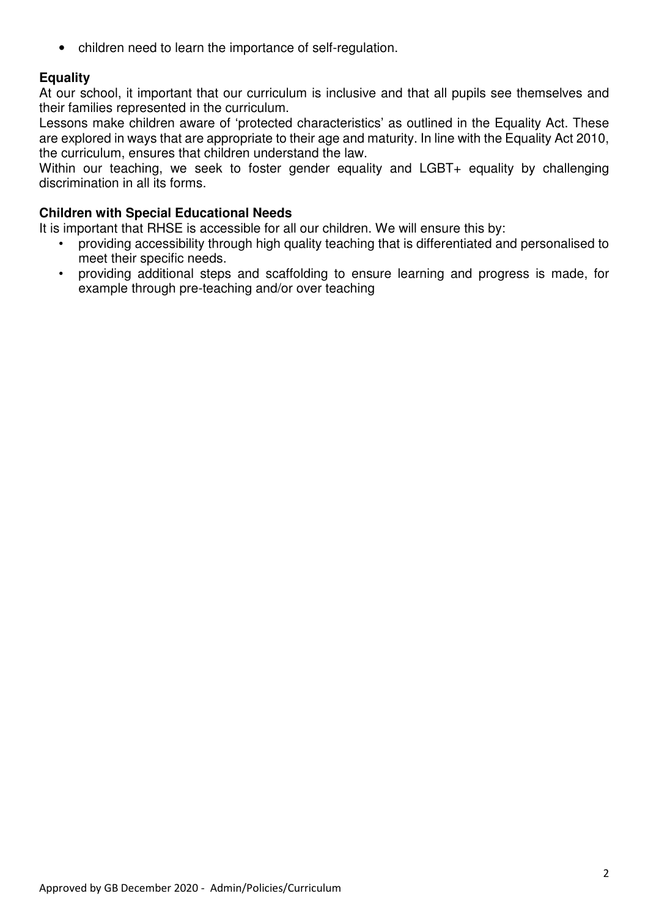- children need to learn the importance of self-regulation.

**Equality**

At our school, it important that our curriculum is inclusive and that all pupils see themselves and their families represented in the curriculum.

Lessons make children aware of 'protected characteristics' as outlined in the Equality Act. These are explored in ways that are appropriate to their age and maturity. In line with the Equality Act 2010, the curriculum, ensures that children understand the law.

Within our teaching, we seek to foster gender equality and LGBT+ equality by challenging discrimination in all its forms.

**Children with Special Educational Needs**

It is important that RHSE is accessible for all our children. We will ensure this by:

- providing accessibility through high quality teaching that is differentiated and personalised to meet their specific needs.
- providing additional steps and scaffolding to ensure learning and progress is made, for example through pre-teaching and/or over teaching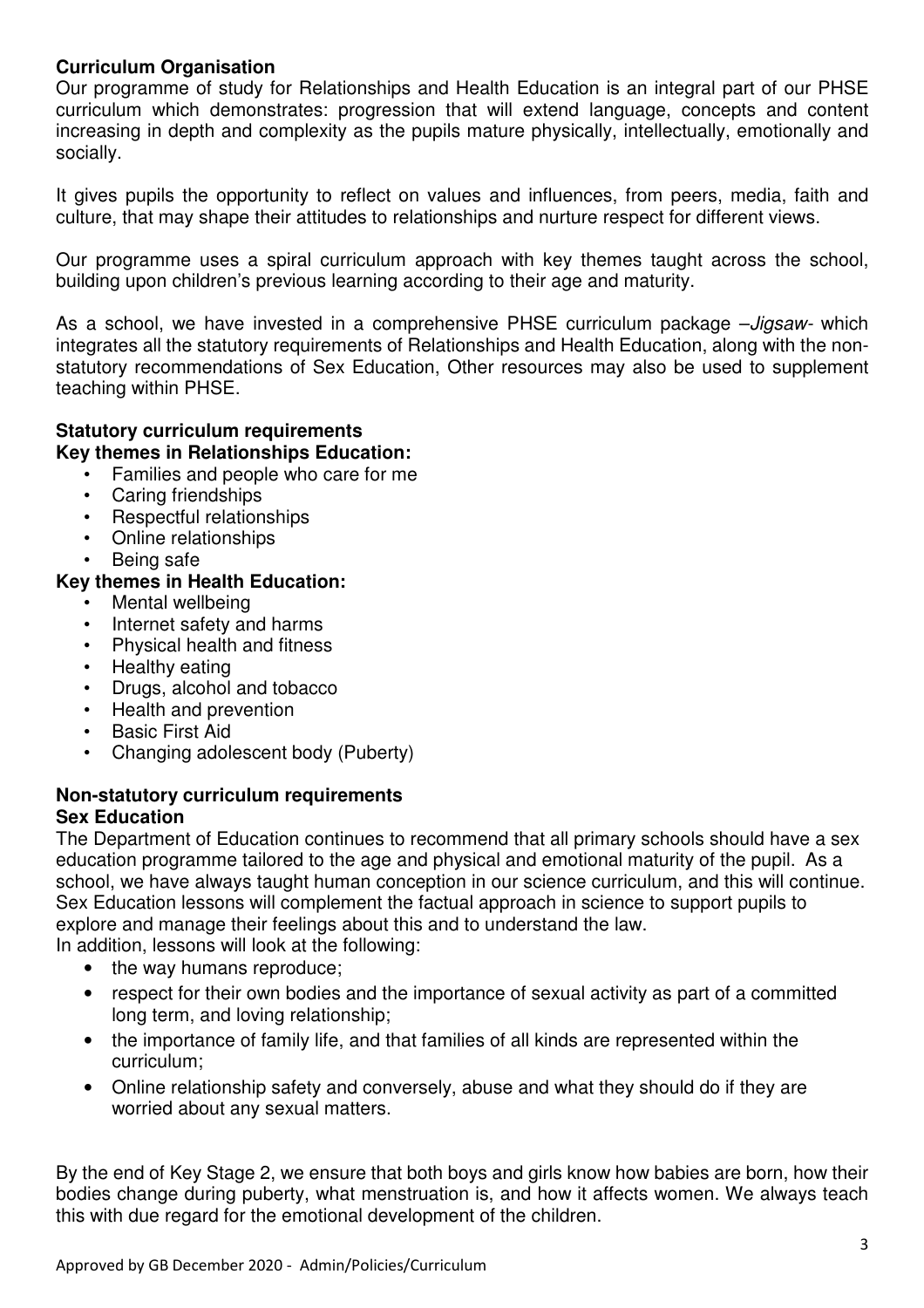**Curriculum Organisation**

Our programme of study for Relationships and Health Education is an integral part of our PHSE curriculum which demonstrates: progression that will extend language, concepts and content increasing in depth and complexity as the pupils mature physically, intellectually, emotionally and socially.

It gives pupils the opportunity to reflect on values and influences, from peers, media, faith and culture, that may shape their attitudes to relationships and nurture respect for different views.

Our programme uses a spiral curriculum approach with key themes taught across the school, building upon children's previous learning according to their age and maturity.

As a school, we have invested in a comprehensive PHSE curriculum package –*Jigsaw*- which integrates all the statutory requirements of Relationships and Health Education, along with the non-statutory recommendations of Sex Education, Other resources may also be used to supplement teaching within PHSE.

**Statutory curriculum requirements**

**Key themes in Relationships Education:**

- Families and people who care for me
- Caring friendships
- Respectful relationships
- Online relationships
- Being safe

**Key themes in Health Education:**

- Mental wellbeing
- Internet safety and harms
- Physical health and fitness
- Healthy eating
- Drugs, alcohol and tobacco
- Health and prevention
- Basic First Aid
- Changing adolescent body (Puberty)

**Non-statutory curriculum requirements**

**Sex Education**

The Department of Education continues to recommend that all primary schools should have a sex education programme tailored to the age and physical and emotional maturity of the pupil. As a school, we have always taught human conception in our science curriculum, and this will continue. Sex Education lessons will complement the factual approach in science to support pupils to explore and manage their feelings about this and to understand the law.

In addition, lessons will look at the following:

- the way humans reproduce;
- respect for their own bodies and the importance of sexual activity as part of a committed long term, and loving relationship;
- the importance of family life, and that families of all kinds are represented within the curriculum;
- Online relationship safety and conversely, abuse and what they should do if they are worried about any sexual matters.

By the end of Key Stage 2, we ensure that both boys and girls know how babies are born, how their bodies change during puberty, what menstruation is, and how it affects women. We always teach this with due regard for the emotional development of the children.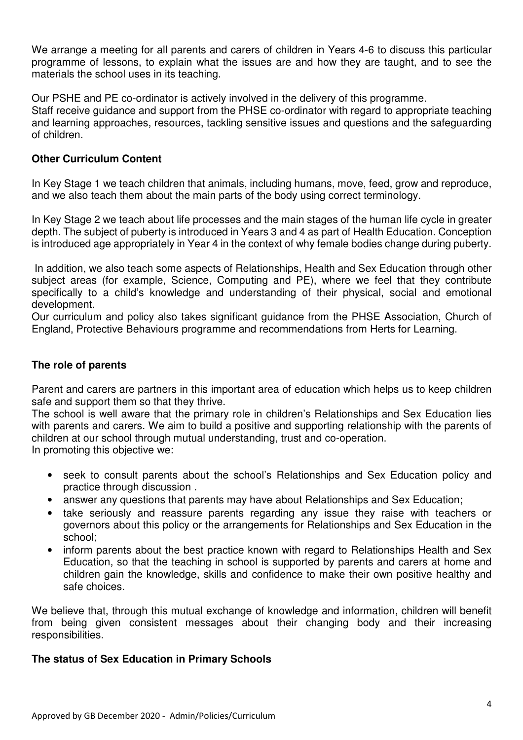We arrange a meeting for all parents and carers of children in Years 4-6 to discuss this particular programme of lessons, to explain what the issues are and how they are taught, and to see the materials the school uses in its teaching.

Our PSHE and PE co-ordinator is actively involved in the delivery of this programme.
Staff receive guidance and support from the PHSE co-ordinator with regard to appropriate teaching and learning approaches, resources, tackling sensitive issues and questions and the safeguarding of children.

### Other Curriculum Content

In Key Stage 1 we teach children that animals, including humans, move, feed, grow and reproduce, and we also teach them about the main parts of the body using correct terminology.

In Key Stage 2 we teach about life processes and the main stages of the human life cycle in greater depth. The subject of puberty is introduced in Years 3 and 4 as part of Health Education. Conception is introduced age appropriately in Year 4 in the context of why female bodies change during puberty.

In addition, we also teach some aspects of Relationships, Health and Sex Education through other subject areas (for example, Science, Computing and PE), where we feel that they contribute specifically to a child's knowledge and understanding of their physical, social and emotional development.
Our curriculum and policy also takes significant guidance from the PHSE Association, Church of England, Protective Behaviours programme and recommendations from Herts for Learning.

### The role of parents

Parent and carers are partners in this important area of education which helps us to keep children safe and support them so that they thrive.
The school is well aware that the primary role in children's Relationships and Sex Education lies with parents and carers. We aim to build a positive and supporting relationship with the parents of children at our school through mutual understanding, trust and co-operation.
In promoting this objective we:

- seek to consult parents about the school's Relationships and Sex Education policy and practice through discussion .
- answer any questions that parents may have about Relationships and Sex Education;
- take seriously and reassure parents regarding any issue they raise with teachers or governors about this policy or the arrangements for Relationships and Sex Education in the school;
- inform parents about the best practice known with regard to Relationships Health and Sex Education, so that the teaching in school is supported by parents and carers at home and children gain the knowledge, skills and confidence to make their own positive healthy and safe choices.

We believe that, through this mutual exchange of knowledge and information, children will benefit from being given consistent messages about their changing body and their increasing responsibilities.

### The status of Sex Education in Primary Schools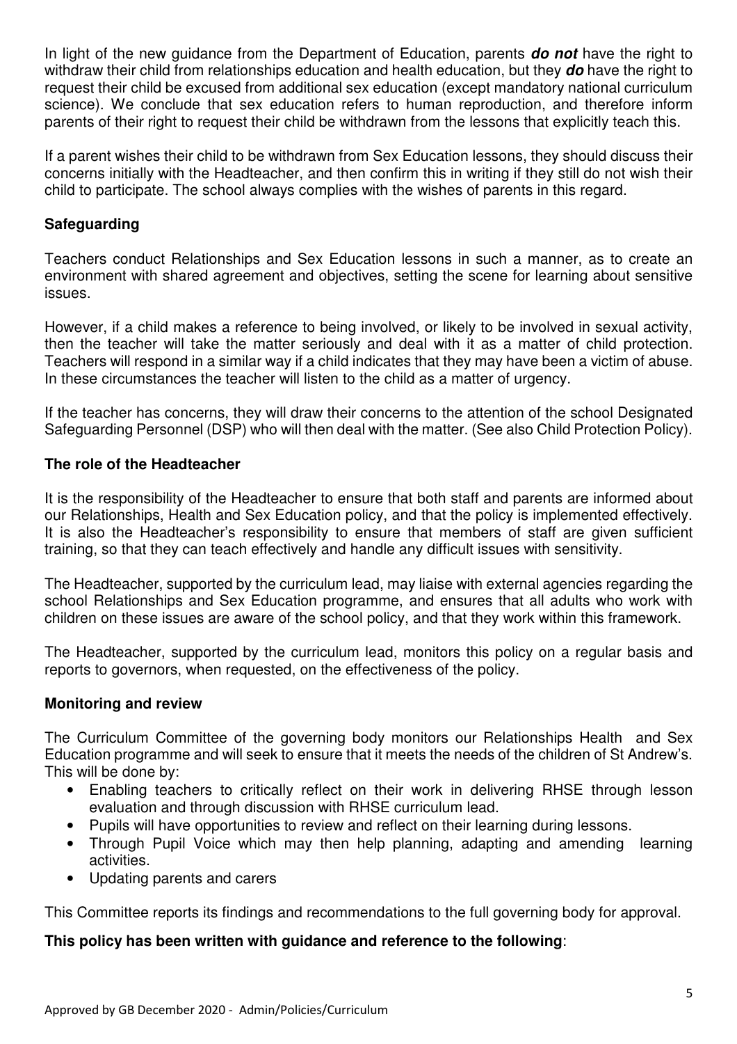In light of the new guidance from the Department of Education, parents ***do not*** have the right to withdraw their child from relationships education and health education, but they ***do*** have the right to request their child be excused from additional sex education (except mandatory national curriculum science). We conclude that sex education refers to human reproduction, and therefore inform parents of their right to request their child be withdrawn from the lessons that explicitly teach this.

If a parent wishes their child to be withdrawn from Sex Education lessons, they should discuss their concerns initially with the Headteacher, and then confirm this in writing if they still do not wish their child to participate. The school always complies with the wishes of parents in this regard.

## Safeguarding

Teachers conduct Relationships and Sex Education lessons in such a manner, as to create an environment with shared agreement and objectives, setting the scene for learning about sensitive issues.

However, if a child makes a reference to being involved, or likely to be involved in sexual activity, then the teacher will take the matter seriously and deal with it as a matter of child protection. Teachers will respond in a similar way if a child indicates that they may have been a victim of abuse. In these circumstances the teacher will listen to the child as a matter of urgency.

If the teacher has concerns, they will draw their concerns to the attention of the school Designated Safeguarding Personnel (DSP) who will then deal with the matter. (See also Child Protection Policy).

## The role of the Headteacher

It is the responsibility of the Headteacher to ensure that both staff and parents are informed about our Relationships, Health and Sex Education policy, and that the policy is implemented effectively. It is also the Headteacher's responsibility to ensure that members of staff are given sufficient training, so that they can teach effectively and handle any difficult issues with sensitivity.

The Headteacher, supported by the curriculum lead, may liaise with external agencies regarding the school Relationships and Sex Education programme, and ensures that all adults who work with children on these issues are aware of the school policy, and that they work within this framework.

The Headteacher, supported by the curriculum lead, monitors this policy on a regular basis and reports to governors, when requested, on the effectiveness of the policy.

## Monitoring and review

The Curriculum Committee of the governing body monitors our Relationships Health and Sex Education programme and will seek to ensure that it meets the needs of the children of St Andrew's. This will be done by:

- Enabling teachers to critically reflect on their work in delivering RHSE through lesson evaluation and through discussion with RHSE curriculum lead.
- Pupils will have opportunities to review and reflect on their learning during lessons.
- Through Pupil Voice which may then help planning, adapting and amending learning activities.
- Updating parents and carers

This Committee reports its findings and recommendations to the full governing body for approval.

**This policy has been written with guidance and reference to the following**: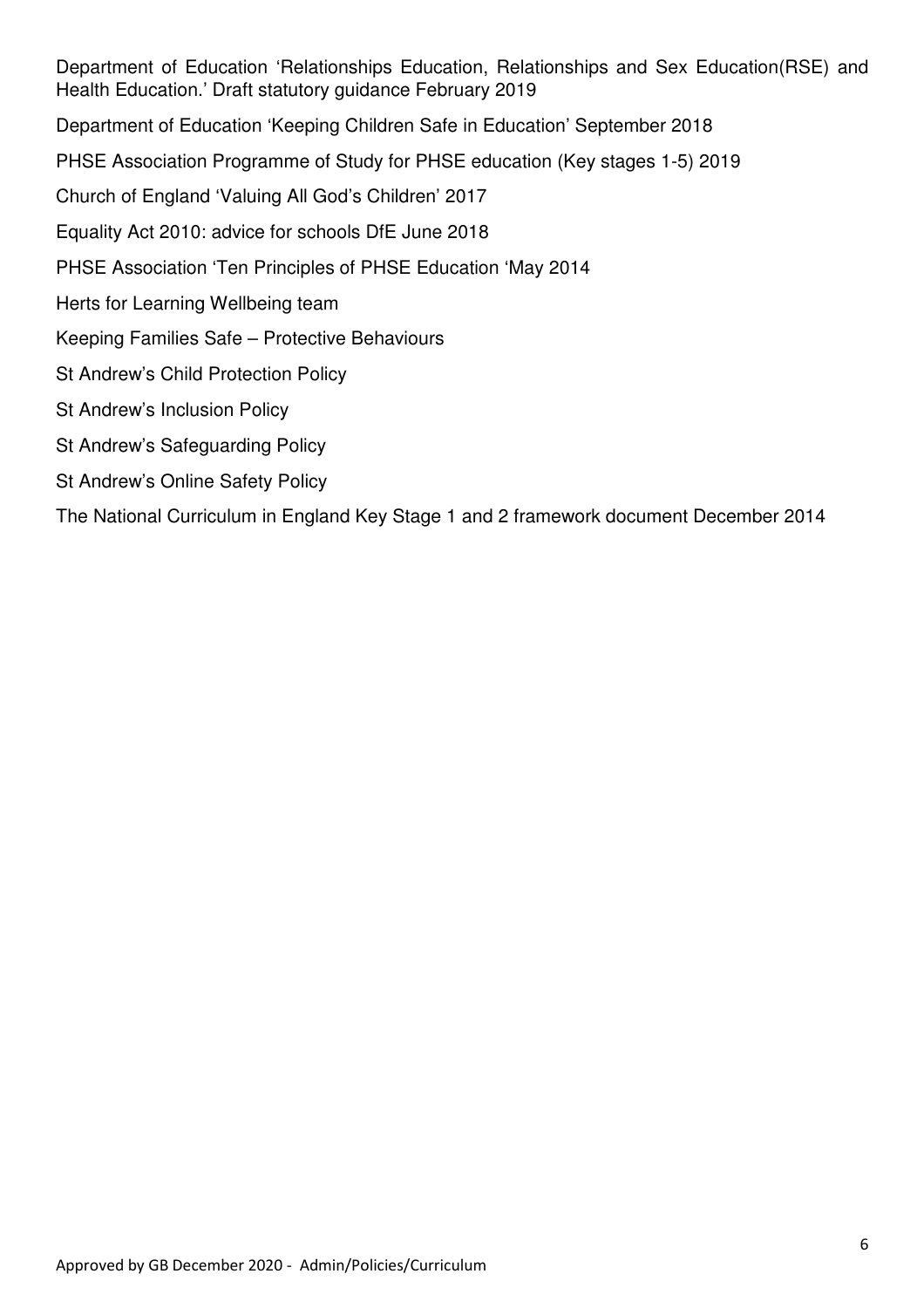Department of Education 'Relationships Education, Relationships and Sex Education(RSE) and Health Education.' Draft statutory guidance February 2019

Department of Education 'Keeping Children Safe in Education' September 2018

PHSE Association Programme of Study for PHSE education (Key stages 1-5) 2019

Church of England 'Valuing All God's Children' 2017

Equality Act 2010: advice for schools DfE June 2018

PHSE Association 'Ten Principles of PHSE Education 'May 2014

Herts for Learning Wellbeing team

Keeping Families Safe – Protective Behaviours

St Andrew's Child Protection Policy

St Andrew's Inclusion Policy

St Andrew's Safeguarding Policy

St Andrew's Online Safety Policy

The National Curriculum in England Key Stage 1 and 2 framework document December 2014